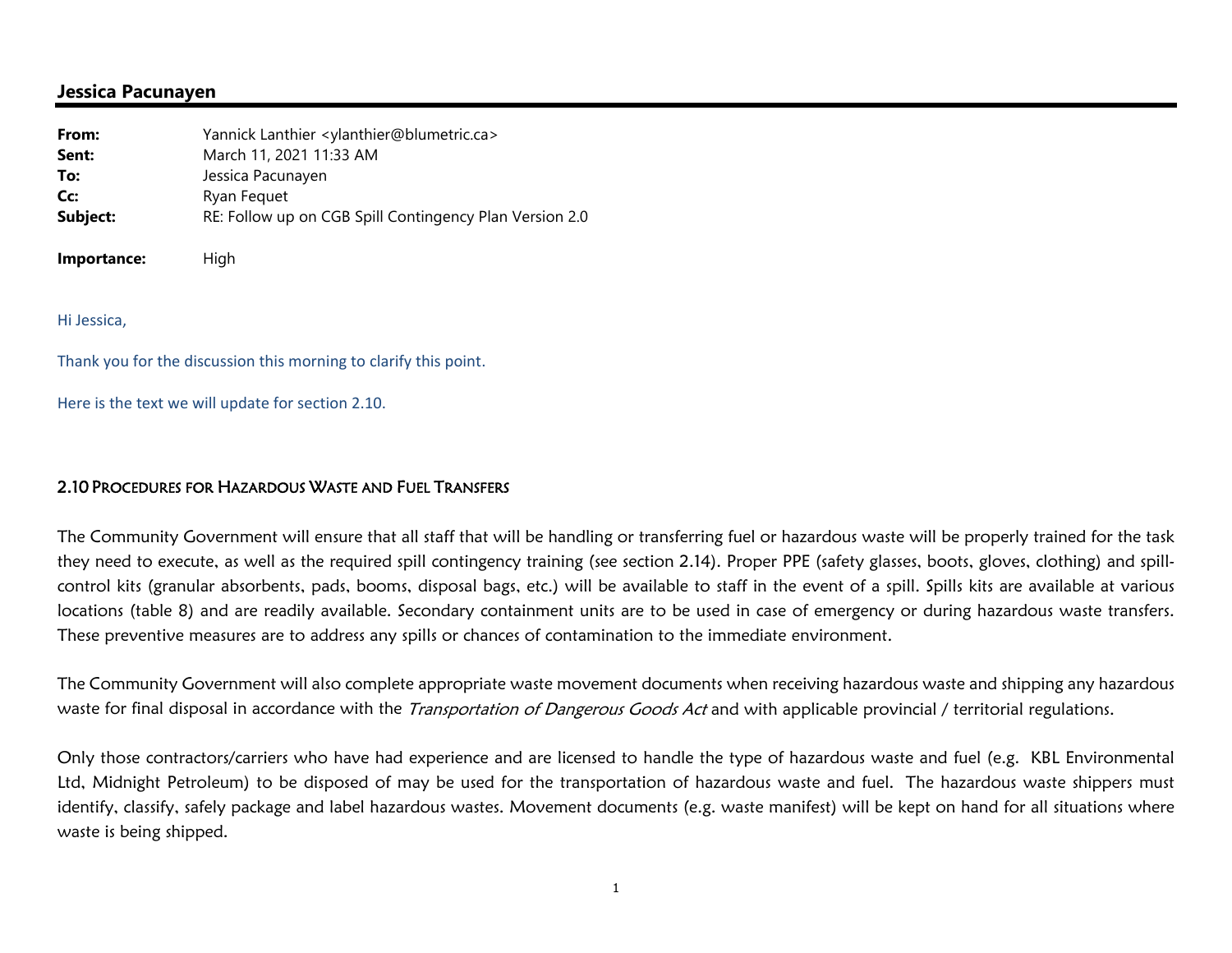## Jessica Pacunayen

| | |
|---|---|
| **From:** | Yannick Lanthier <ylanthier@blumetric.ca> |
| **Sent:** | March 11, 2021 11:33 AM |
| **To:** | Jessica Pacunayen |
| **Cc:** | Ryan Fequet |
| **Subject:** | RE: Follow up on CGB Spill Contingency Plan Version 2.0 |
| **Importance:** | High |

Hi Jessica,

Thank you for the discussion this morning to clarify this point.

Here is the text we will update for section 2.10.

### 2.10 Procedures for Hazardous Waste and Fuel Transfers

The Community Government will ensure that all staff that will be handling or transferring fuel or hazardous waste will be properly trained for the task they need to execute, as well as the required spill contingency training (see section 2.14). Proper PPE (safety glasses, boots, gloves, clothing) and spill-control kits (granular absorbents, pads, booms, disposal bags, etc.) will be available to staff in the event of a spill. Spills kits are available at various locations (table 8) and are readily available. Secondary containment units are to be used in case of emergency or during hazardous waste transfers. These preventive measures are to address any spills or chances of contamination to the immediate environment.

The Community Government will also complete appropriate waste movement documents when receiving hazardous waste and shipping any hazardous waste for final disposal in accordance with the *Transportation of Dangerous Goods Act* and with applicable provincial / territorial regulations.

Only those contractors/carriers who have had experience and are licensed to handle the type of hazardous waste and fuel (e.g. KBL Environmental Ltd, Midnight Petroleum) to be disposed of may be used for the transportation of hazardous waste and fuel. The hazardous waste shippers must identify, classify, safely package and label hazardous wastes. Movement documents (e.g. waste manifest) will be kept on hand for all situations where waste is being shipped.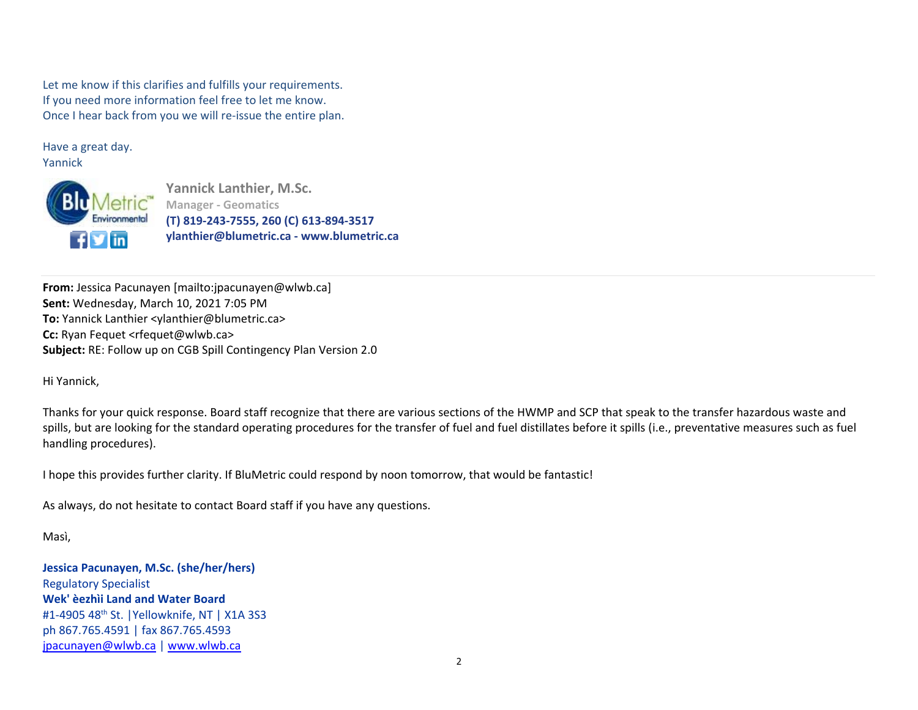Let me know if this clarifies and fulfills your requirements.
If you need more information feel free to let me know.
Once I hear back from you we will re-issue the entire plan.

Have a great day.
Yannick

**Yannick Lanthier, M.Sc.**
**Manager - Geomatics**
**(T) 819-243-7555, 260 (C) 613-894-3517**
**ylanthier@blumetric.ca - www.blumetric.ca**

---

**From:** Jessica Pacunayen [mailto:jpacunayen@wlwb.ca]
**Sent:** Wednesday, March 10, 2021 7:05 PM
**To:** Yannick Lanthier <ylanthier@blumetric.ca>
**Cc:** Ryan Fequet <rfequet@wlwb.ca>
**Subject:** RE: Follow up on CGB Spill Contingency Plan Version 2.0

Hi Yannick,

Thanks for your quick response. Board staff recognize that there are various sections of the HWMP and SCP that speak to the transfer hazardous waste and spills, but are looking for the standard operating procedures for the transfer of fuel and fuel distillates before it spills (i.e., preventative measures such as fuel handling procedures).

I hope this provides further clarity. If BluMetric could respond by noon tomorrow, that would be fantastic!

As always, do not hesitate to contact Board staff if you have any questions.

Masì,

**Jessica Pacunayen, M.Sc. (she/her/hers)**
Regulatory Specialist
**Wek' èezhìi Land and Water Board**
#1-4905 48th St. |Yellowknife, NT | X1A 3S3
ph 867.765.4591 | fax 867.765.4593
jpacunayen@wlwb.ca | www.wlwb.ca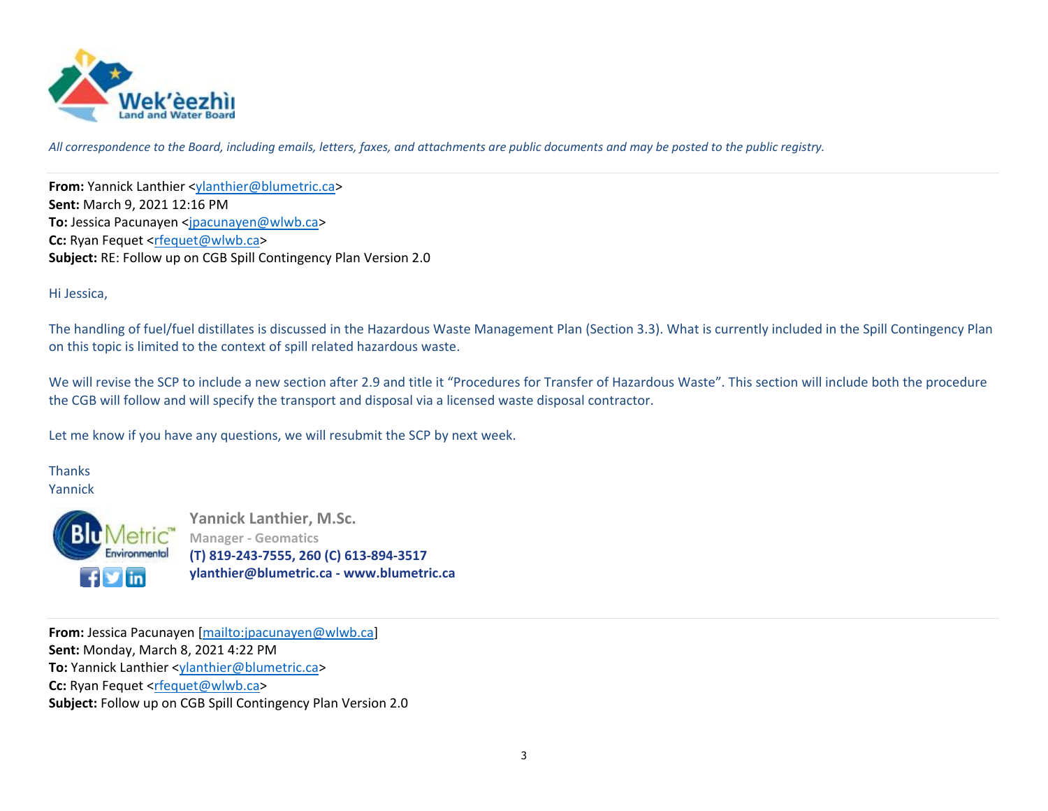Wek'èezhìı Land and Water Board

*All correspondence to the Board, including emails, letters, faxes, and attachments are public documents and may be posted to the public registry.*

---

**From:** Yannick Lanthier <ylanthier@blumetric.ca>
**Sent:** March 9, 2021 12:16 PM
**To:** Jessica Pacunayen <jpacunayen@wlwb.ca>
**Cc:** Ryan Fequet <rfequet@wlwb.ca>
**Subject:** RE: Follow up on CGB Spill Contingency Plan Version 2.0

Hi Jessica,

The handling of fuel/fuel distillates is discussed in the Hazardous Waste Management Plan (Section 3.3). What is currently included in the Spill Contingency Plan on this topic is limited to the context of spill related hazardous waste.

We will revise the SCP to include a new section after 2.9 and title it "Procedures for Transfer of Hazardous Waste". This section will include both the procedure the CGB will follow and will specify the transport and disposal via a licensed waste disposal contractor.

Let me know if you have any questions, we will resubmit the SCP by next week.

Thanks
Yannick

**Yannick Lanthier, M.Sc.**
**Manager - Geomatics**
**(T) 819-243-7555, 260 (C) 613-894-3517**
**ylanthier@blumetric.ca - www.blumetric.ca**

---

**From:** Jessica Pacunayen [mailto:jpacunayen@wlwb.ca]
**Sent:** Monday, March 8, 2021 4:22 PM
**To:** Yannick Lanthier <ylanthier@blumetric.ca>
**Cc:** Ryan Fequet <rfequet@wlwb.ca>
**Subject:** Follow up on CGB Spill Contingency Plan Version 2.0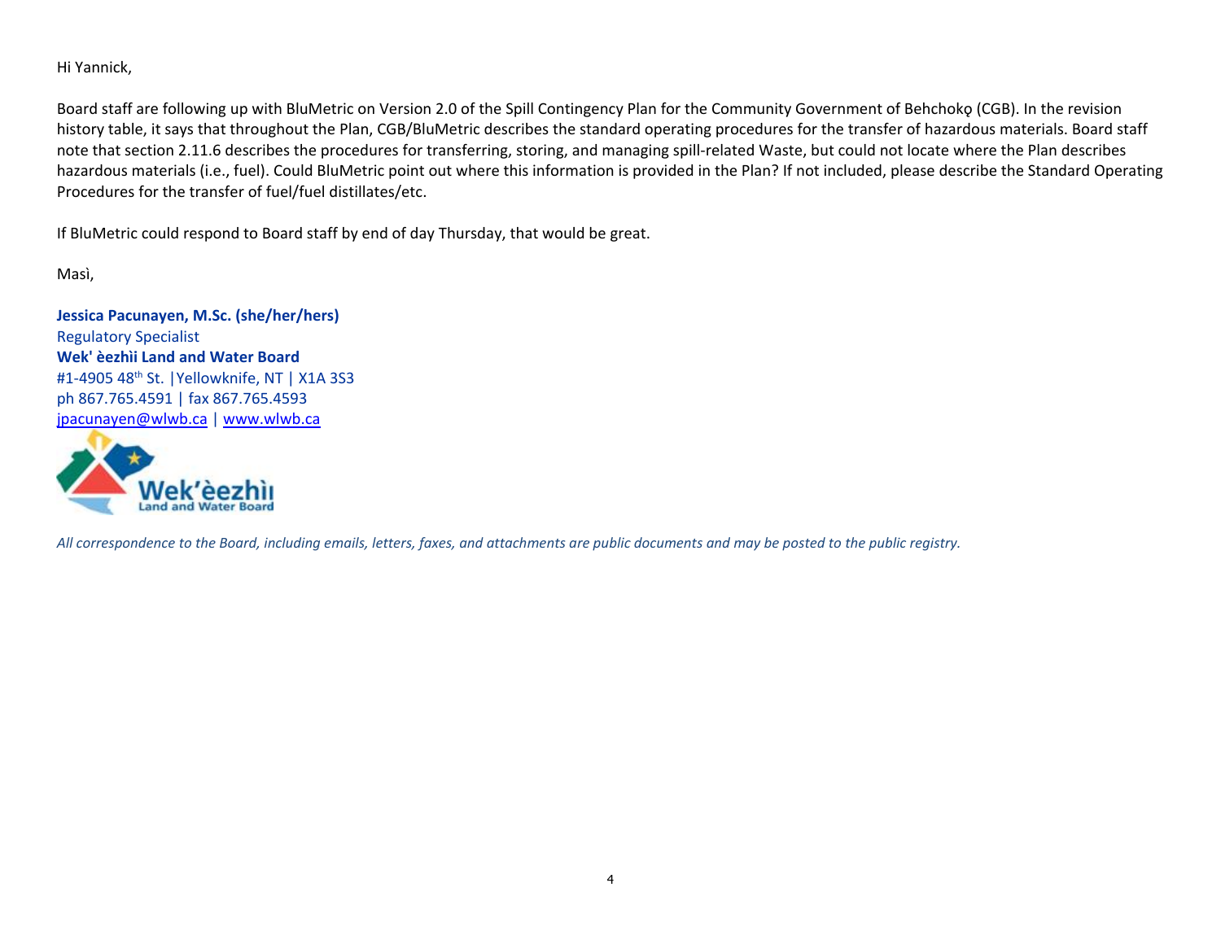Hi Yannick,

Board staff are following up with BluMetric on Version 2.0 of the Spill Contingency Plan for the Community Government of Behchokǫ̀ (CGB). In the revision history table, it says that throughout the Plan, CGB/BluMetric describes the standard operating procedures for the transfer of hazardous materials. Board staff note that section 2.11.6 describes the procedures for transferring, storing, and managing spill-related Waste, but could not locate where the Plan describes hazardous materials (i.e., fuel). Could BluMetric point out where this information is provided in the Plan? If not included, please describe the Standard Operating Procedures for the transfer of fuel/fuel distillates/etc.

If BluMetric could respond to Board staff by end of day Thursday, that would be great.

Masì,

**Jessica Pacunayen, M.Sc. (she/her/hers)**
Regulatory Specialist
**Wek' èezhìi Land and Water Board**
#1-4905 48th St. |Yellowknife, NT | X1A 3S3
ph 867.765.4591 | fax 867.765.4593
jpacunayen@wlwb.ca | www.wlwb.ca

Wek'èezhìı Land and Water Board

*All correspondence to the Board, including emails, letters, faxes, and attachments are public documents and may be posted to the public registry.*